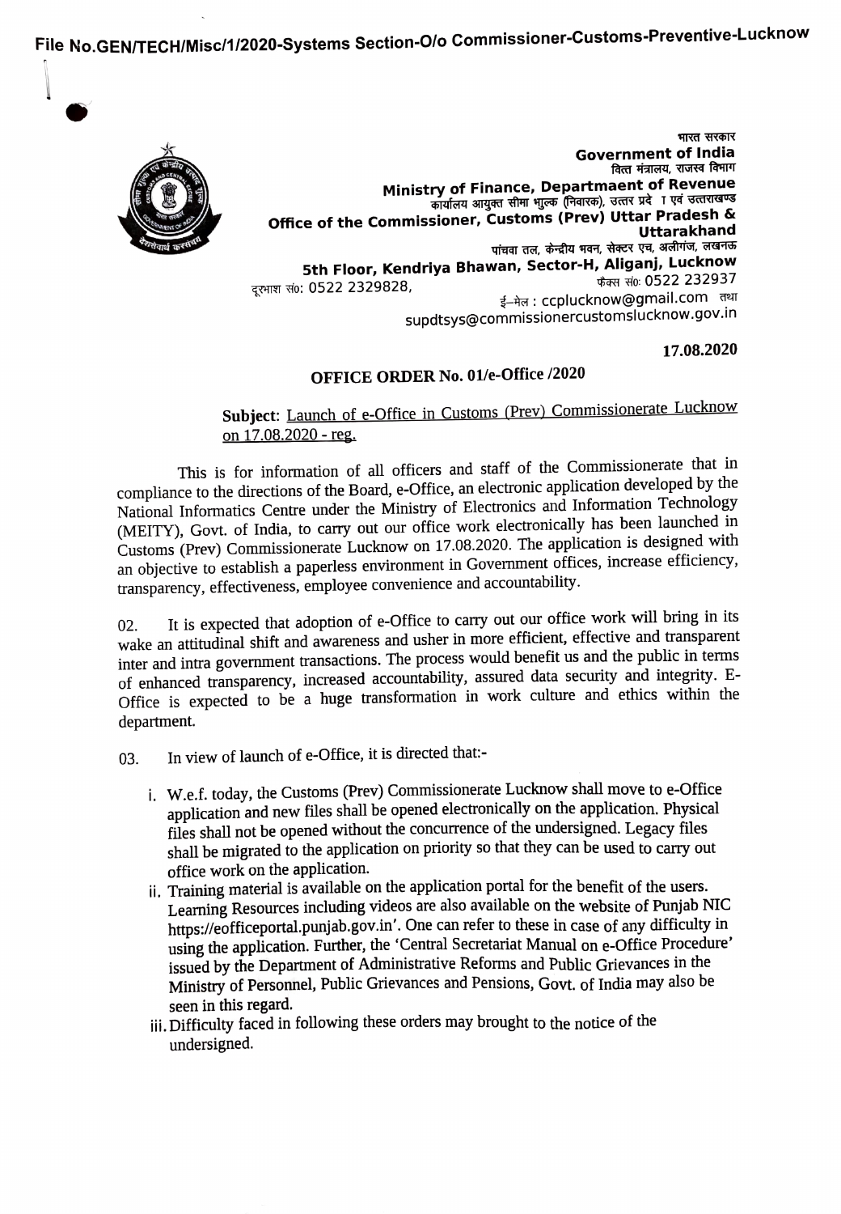File No.GEN/TECH/Misc/1/2020-Systems Section-O/o Commissioner-Customs-Preventive-Lucknow

भारत सरकार
**Government of India**
वित्त मंत्रालय, राजस्व विभाग
**Ministry of Finance, Departmaent of Revenue**
कार्यालय आयुक्त सीमा शुल्क (निवारक), उत्तर प्रदे । एवं उत्तराखण्ड
**Office of the Commissioner, Customs (Prev) Uttar Pradesh & Uttarakhand**
पांचवा तल, केन्द्रीय भवन, सेक्टर एच, अलीगंज, लखनऊ
**5th Floor, Kendriya Bhawan, Sector-H, Aliganj, Lucknow**
दूरभाश सं0: 0522 2329828, फैक्स सं0: 0522 232937
ई–मेल : ccplucknow@gmail.com तथा
supdtsys@commissionercustomslucknow.gov.in

**17.08.2020**

## OFFICE ORDER No. 01/e-Office /2020

**Subject**: Launch of e-Office in Customs (Prev) Commissionerate Lucknow on 17.08.2020 - reg.

This is for information of all officers and staff of the Commissionerate that in compliance to the directions of the Board, e-Office, an electronic application developed by the National Informatics Centre under the Ministry of Electronics and Information Technology (MEITY), Govt. of India, to carry out our office work electronically has been launched in Customs (Prev) Commissionerate Lucknow on 17.08.2020. The application is designed with an objective to establish a paperless environment in Government offices, increase efficiency, transparency, effectiveness, employee convenience and accountability.

02. It is expected that adoption of e-Office to carry out our office work will bring in its wake an attitudinal shift and awareness and usher in more efficient, effective and transparent inter and intra government transactions. The process would benefit us and the public in terms of enhanced transparency, increased accountability, assured data security and integrity. E-Office is expected to be a huge transformation in work culture and ethics within the department.

03. In view of launch of e-Office, it is directed that:-

i. W.e.f. today, the Customs (Prev) Commissionerate Lucknow shall move to e-Office application and new files shall be opened electronically on the application. Physical files shall not be opened without the concurrence of the undersigned. Legacy files shall be migrated to the application on priority so that they can be used to carry out office work on the application.

ii. Training material is available on the application portal for the benefit of the users. Learning Resources including videos are also available on the website of Punjab NIC https://eofficeportal.punjab.gov.in'. One can refer to these in case of any difficulty in using the application. Further, the 'Central Secretariat Manual on e-Office Procedure' issued by the Department of Administrative Reforms and Public Grievances in the Ministry of Personnel, Public Grievances and Pensions, Govt. of India may also be seen in this regard.

iii. Difficulty faced in following these orders may brought to the notice of the undersigned.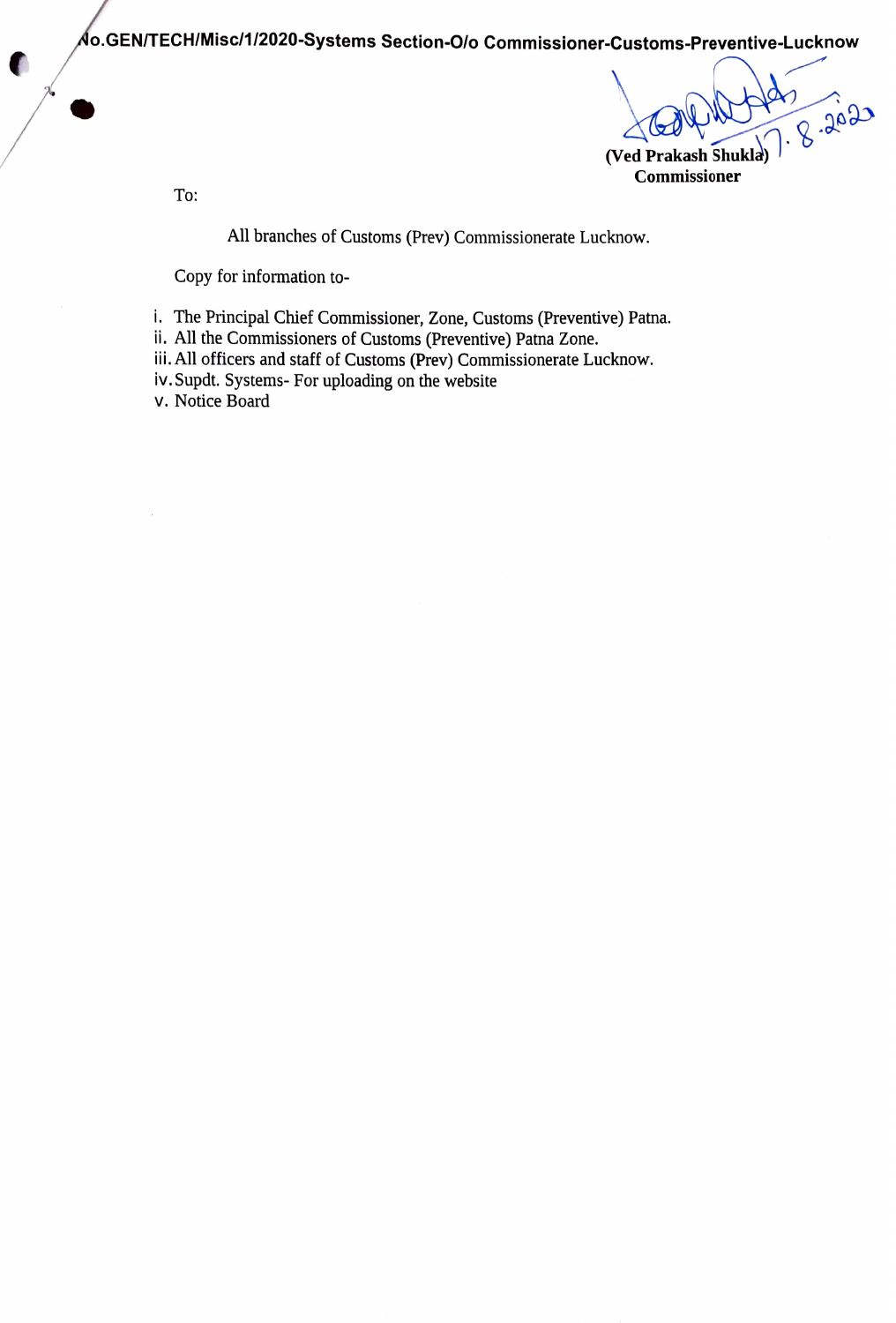No.GEN/TECH/Misc/1/2020-Systems Section-O/o Commissioner-Customs-Preventive-Lucknow

17.8.2020

**(Ved Prakash Shukla)**
**Commissioner**

To:

All branches of Customs (Prev) Commissionerate Lucknow.

Copy for information to-

i. The Principal Chief Commissioner, Zone, Customs (Preventive) Patna.
ii. All the Commissioners of Customs (Preventive) Patna Zone.
iii. All officers and staff of Customs (Prev) Commissionerate Lucknow.
iv. Supdt. Systems- For uploading on the website
v. Notice Board